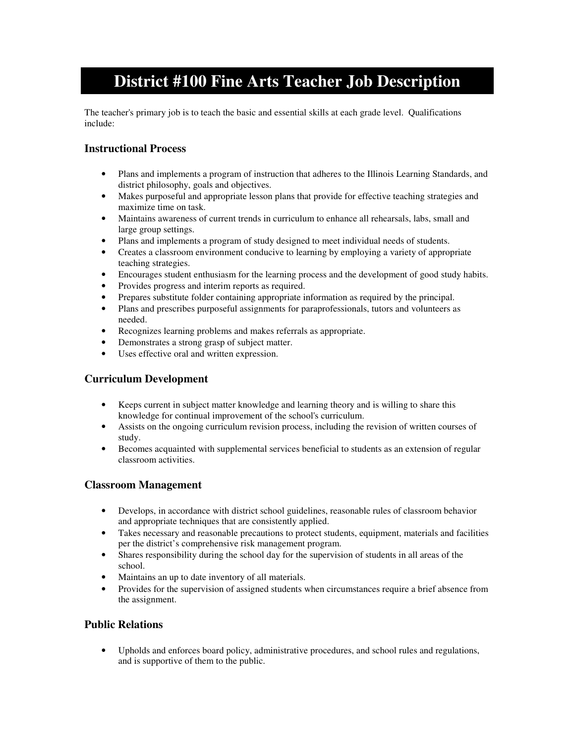# District #100 Fine Arts Teacher Job Description

The teacher's primary job is to teach the basic and essential skills at each grade level. Qualifications include:

### Instructional Process

- Plans and implements a program of instruction that adheres to the Illinois Learning Standards, and district philosophy, goals and objectives.
- Makes purposeful and appropriate lesson plans that provide for effective teaching strategies and maximize time on task.
- Maintains awareness of current trends in curriculum to enhance all rehearsals, labs, small and large group settings.
- Plans and implements a program of study designed to meet individual needs of students.
- Creates a classroom environment conducive to learning by employing a variety of appropriate teaching strategies.
- Encourages student enthusiasm for the learning process and the development of good study habits.
- Provides progress and interim reports as required.
- Prepares substitute folder containing appropriate information as required by the principal.
- Plans and prescribes purposeful assignments for paraprofessionals, tutors and volunteers as needed.
- Recognizes learning problems and makes referrals as appropriate.
- Demonstrates a strong grasp of subject matter.
- Uses effective oral and written expression.

### Curriculum Development

- Keeps current in subject matter knowledge and learning theory and is willing to share this knowledge for continual improvement of the school's curriculum.
- Assists on the ongoing curriculum revision process, including the revision of written courses of study.
- Becomes acquainted with supplemental services beneficial to students as an extension of regular classroom activities.

### Classroom Management

- Develops, in accordance with district school guidelines, reasonable rules of classroom behavior and appropriate techniques that are consistently applied.
- Takes necessary and reasonable precautions to protect students, equipment, materials and facilities per the district's comprehensive risk management program.
- Shares responsibility during the school day for the supervision of students in all areas of the school.
- Maintains an up to date inventory of all materials.
- Provides for the supervision of assigned students when circumstances require a brief absence from the assignment.

### Public Relations

- Upholds and enforces board policy, administrative procedures, and school rules and regulations, and is supportive of them to the public.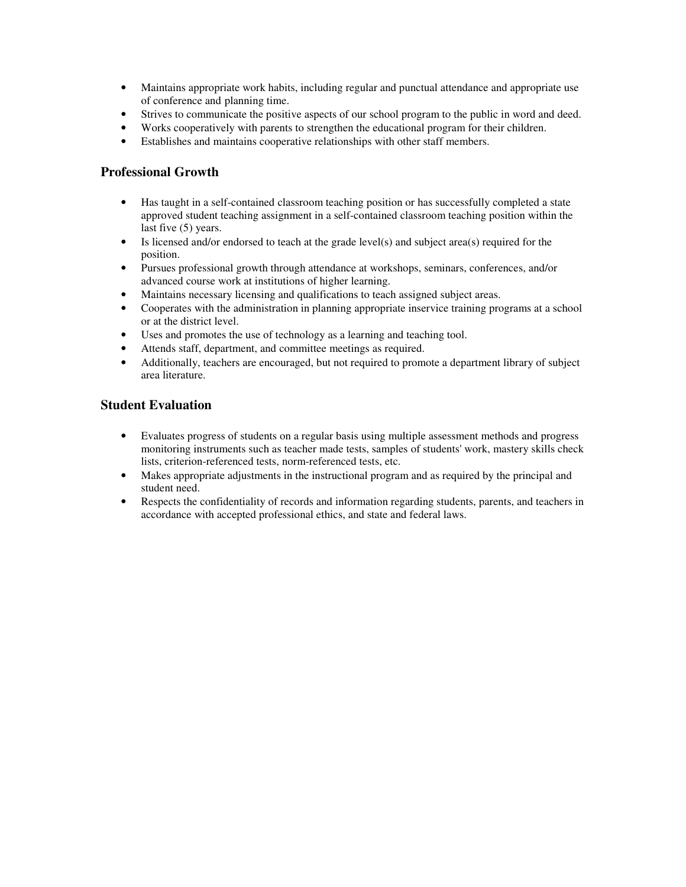- Maintains appropriate work habits, including regular and punctual attendance and appropriate use of conference and planning time.
- Strives to communicate the positive aspects of our school program to the public in word and deed.
- Works cooperatively with parents to strengthen the educational program for their children.
- Establishes and maintains cooperative relationships with other staff members.

## Professional Growth

- Has taught in a self-contained classroom teaching position or has successfully completed a state approved student teaching assignment in a self-contained classroom teaching position within the last five (5) years.
- Is licensed and/or endorsed to teach at the grade level(s) and subject area(s) required for the position.
- Pursues professional growth through attendance at workshops, seminars, conferences, and/or advanced course work at institutions of higher learning.
- Maintains necessary licensing and qualifications to teach assigned subject areas.
- Cooperates with the administration in planning appropriate inservice training programs at a school or at the district level.
- Uses and promotes the use of technology as a learning and teaching tool.
- Attends staff, department, and committee meetings as required.
- Additionally, teachers are encouraged, but not required to promote a department library of subject area literature.

## Student Evaluation

- Evaluates progress of students on a regular basis using multiple assessment methods and progress monitoring instruments such as teacher made tests, samples of students' work, mastery skills check lists, criterion-referenced tests, norm-referenced tests, etc.
- Makes appropriate adjustments in the instructional program and as required by the principal and student need.
- Respects the confidentiality of records and information regarding students, parents, and teachers in accordance with accepted professional ethics, and state and federal laws.